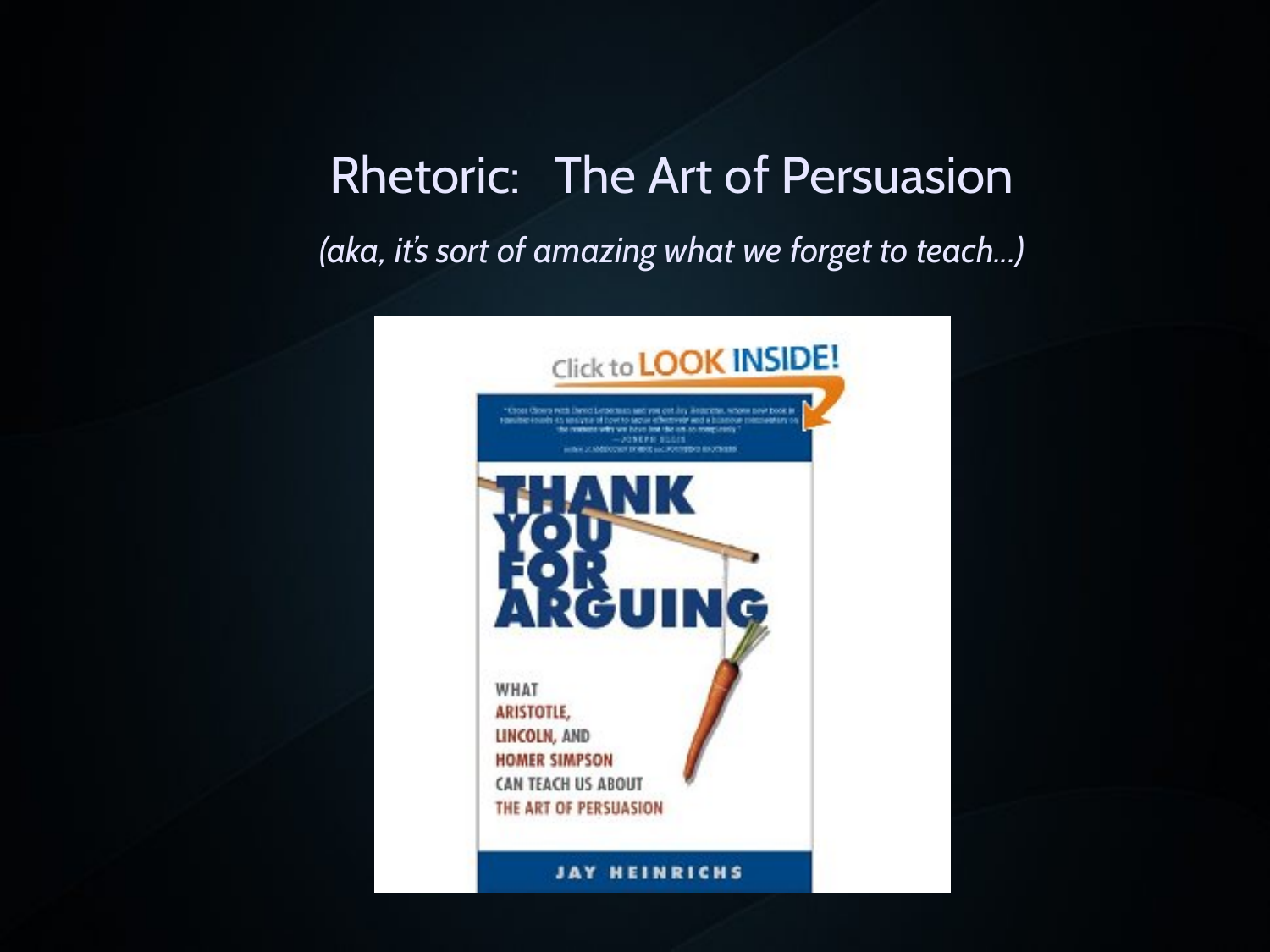# Rhetoric: The Art of Persuasion

*(aka, it's sort of amazing what we forget to teach...)*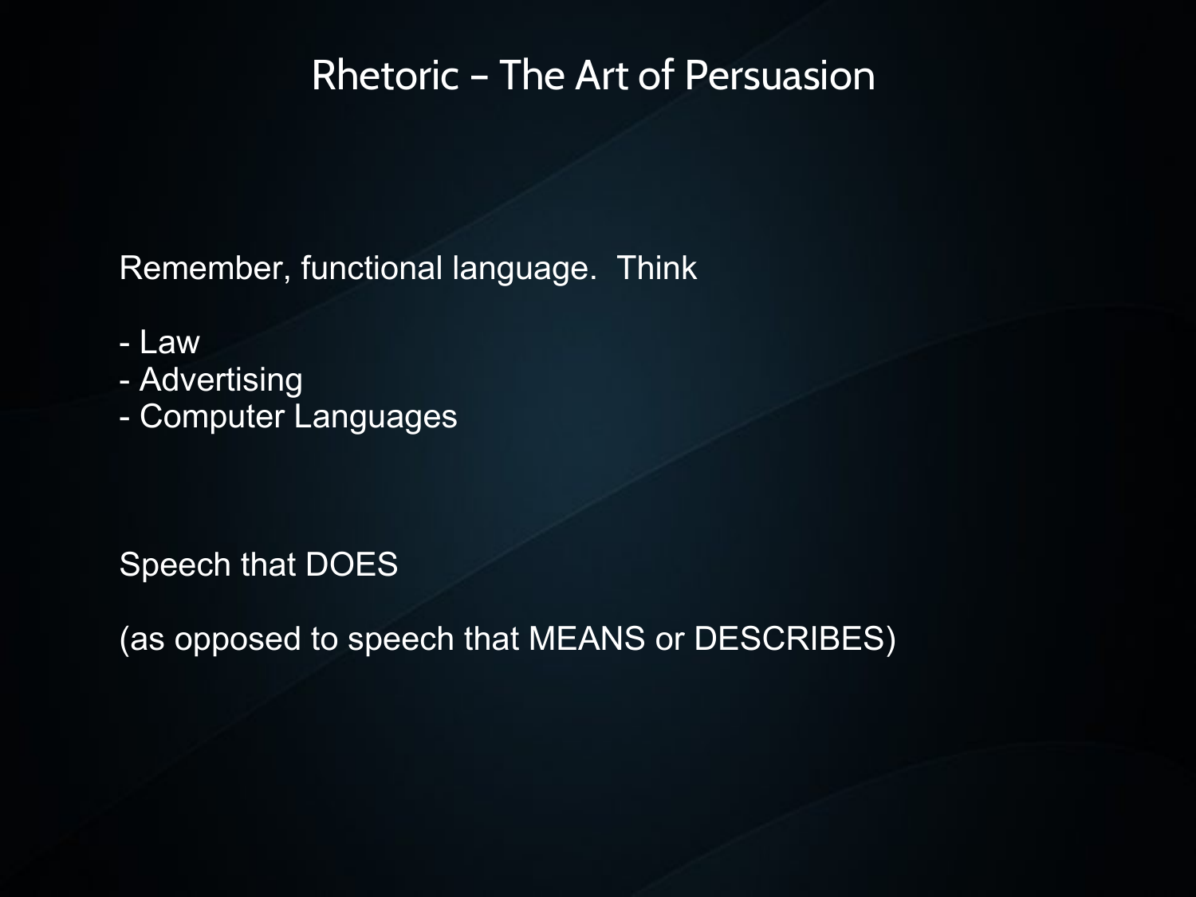# Rhetoric – The Art of Persuasion

Remember, functional language.  Think

- Law
- Advertising
- Computer Languages

Speech that DOES

(as opposed to speech that MEANS or DESCRIBES)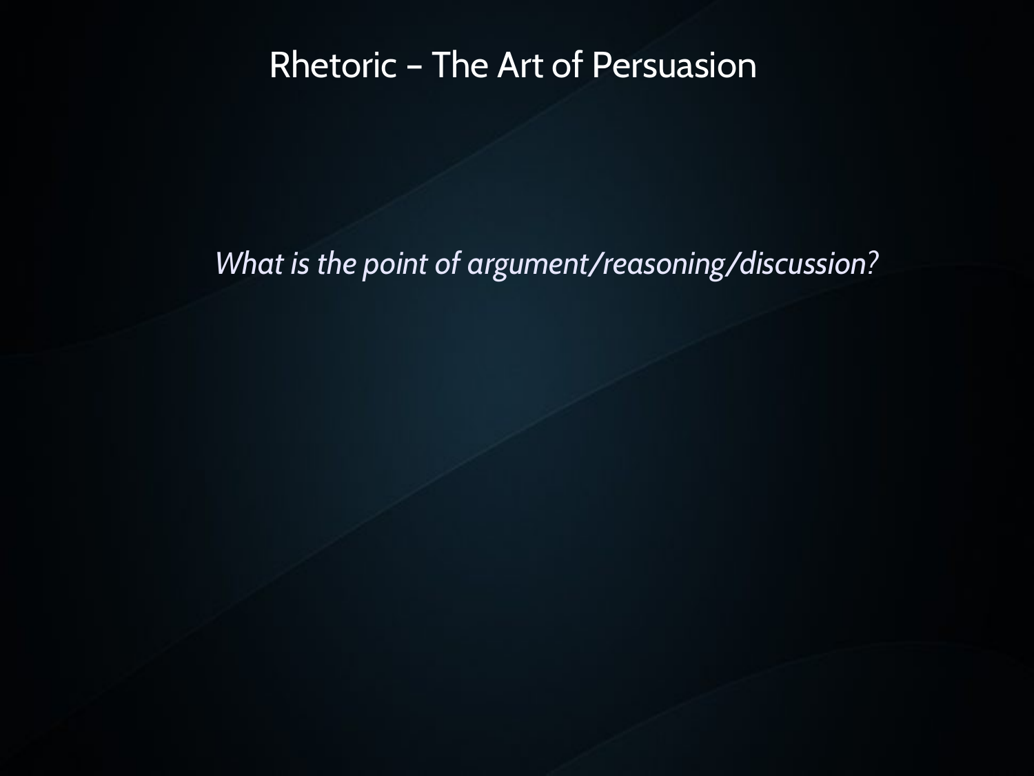# Rhetoric – The Art of Persuasion

*What is the point of argument/reasoning/discussion?*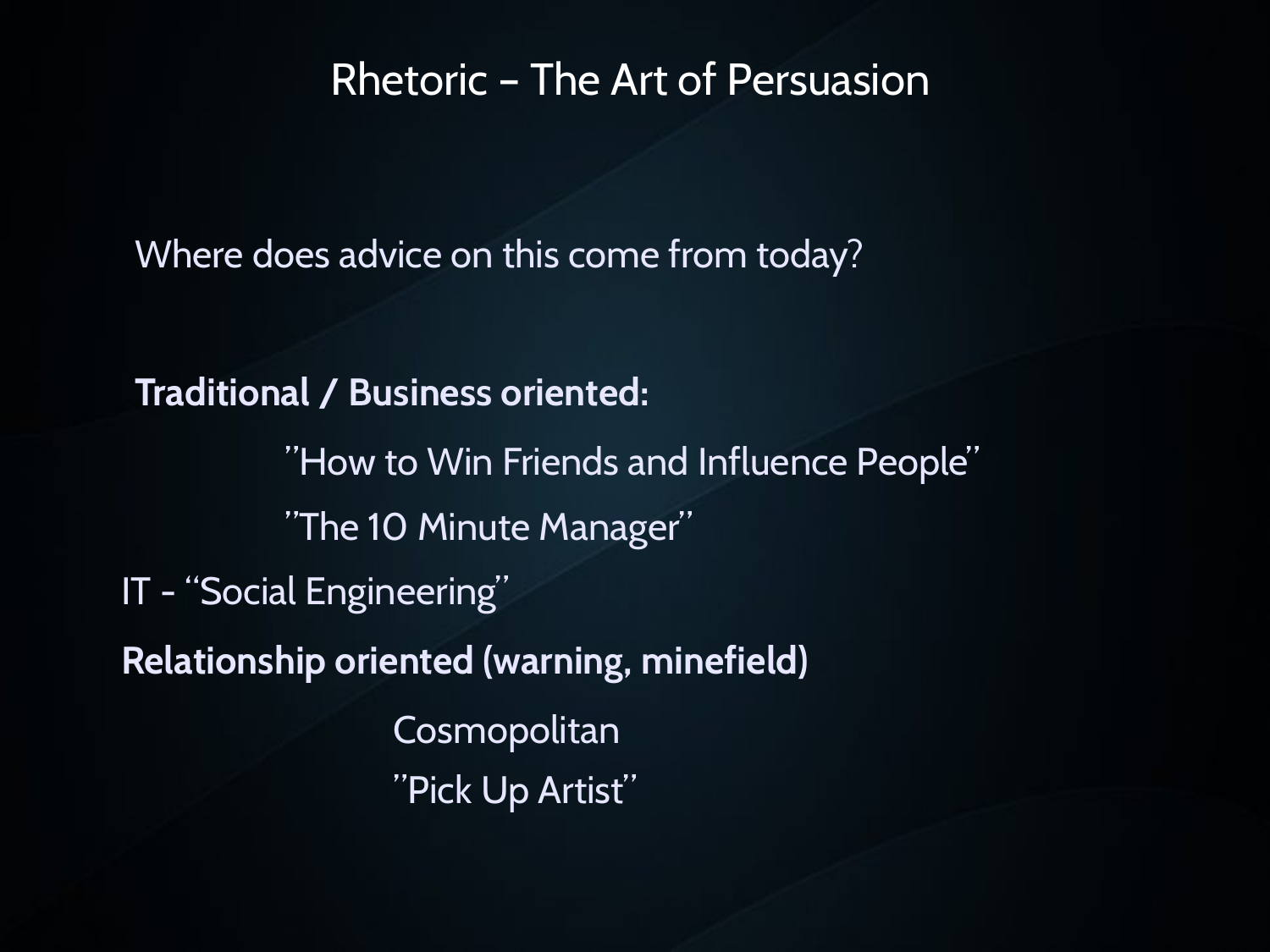# Rhetoric – The Art of Persuasion

Where does advice on this come from today?

**Traditional / Business oriented:**

- "How to Win Friends and Influence People"
- "The 10 Minute Manager"

IT - "Social Engineering"

**Relationship oriented (warning, minefield)**

- Cosmopolitan
- "Pick Up Artist"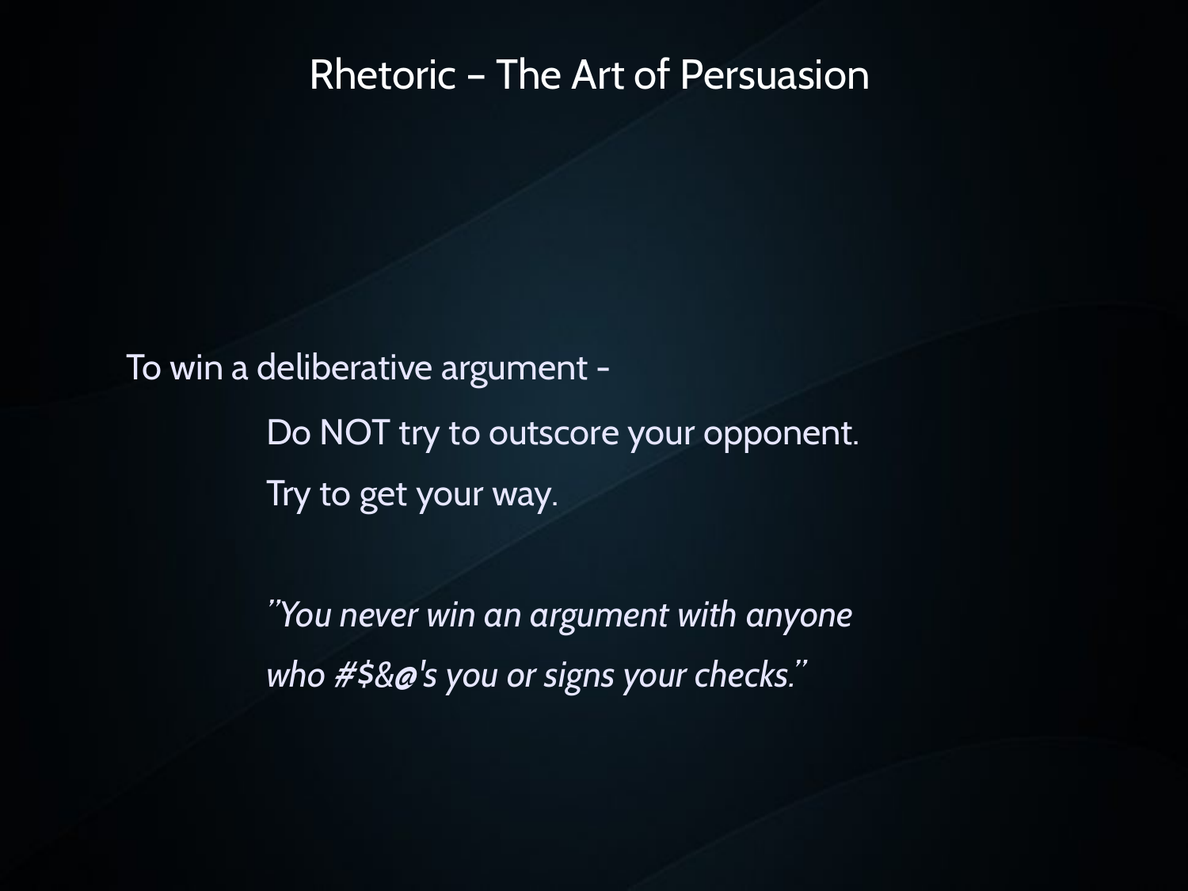# Rhetoric – The Art of Persuasion

To win a deliberative argument -

Do NOT try to outscore your opponent.

Try to get your way.

*"You never win an argument with anyone who #$&@'s you or signs your checks."*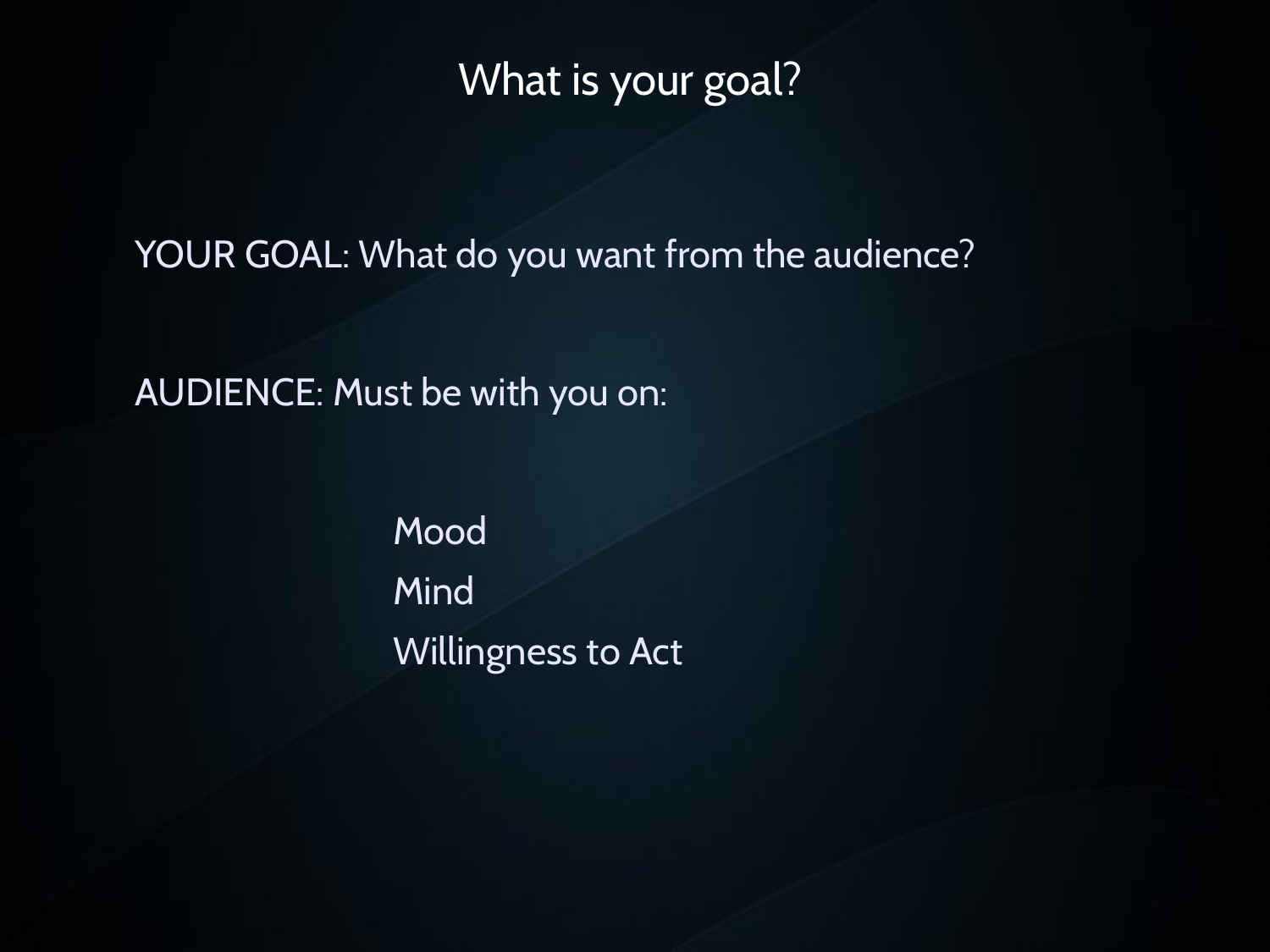# What is your goal?

YOUR GOAL: What do you want from the audience?

AUDIENCE: Must be with you on:

- Mood
- Mind
- Willingness to Act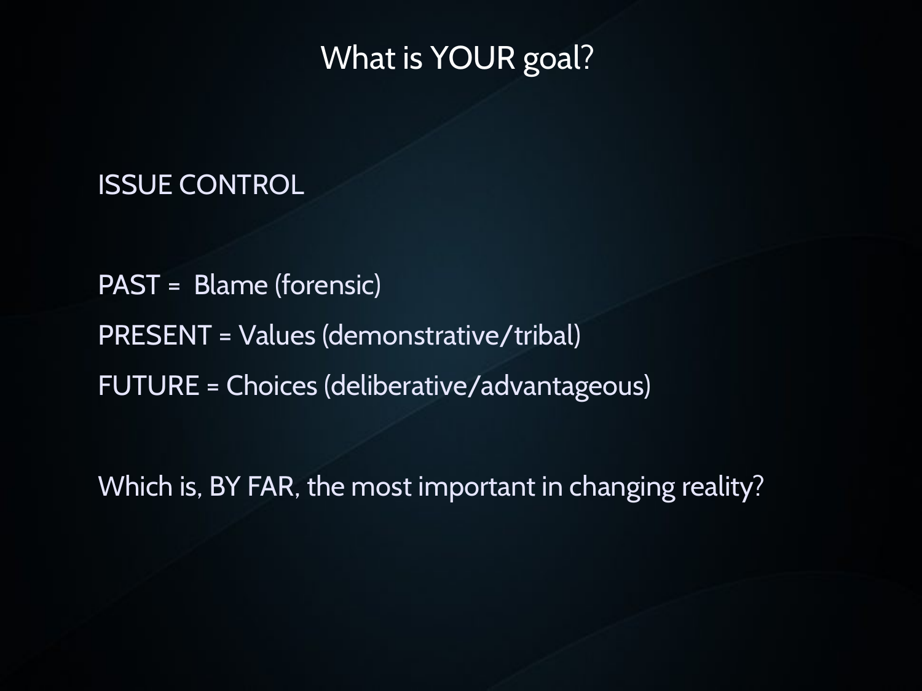# What is YOUR goal?

ISSUE CONTROL

PAST = Blame (forensic)

PRESENT = Values (demonstrative/tribal)

FUTURE = Choices (deliberative/advantageous)

Which is, BY FAR, the most important in changing reality?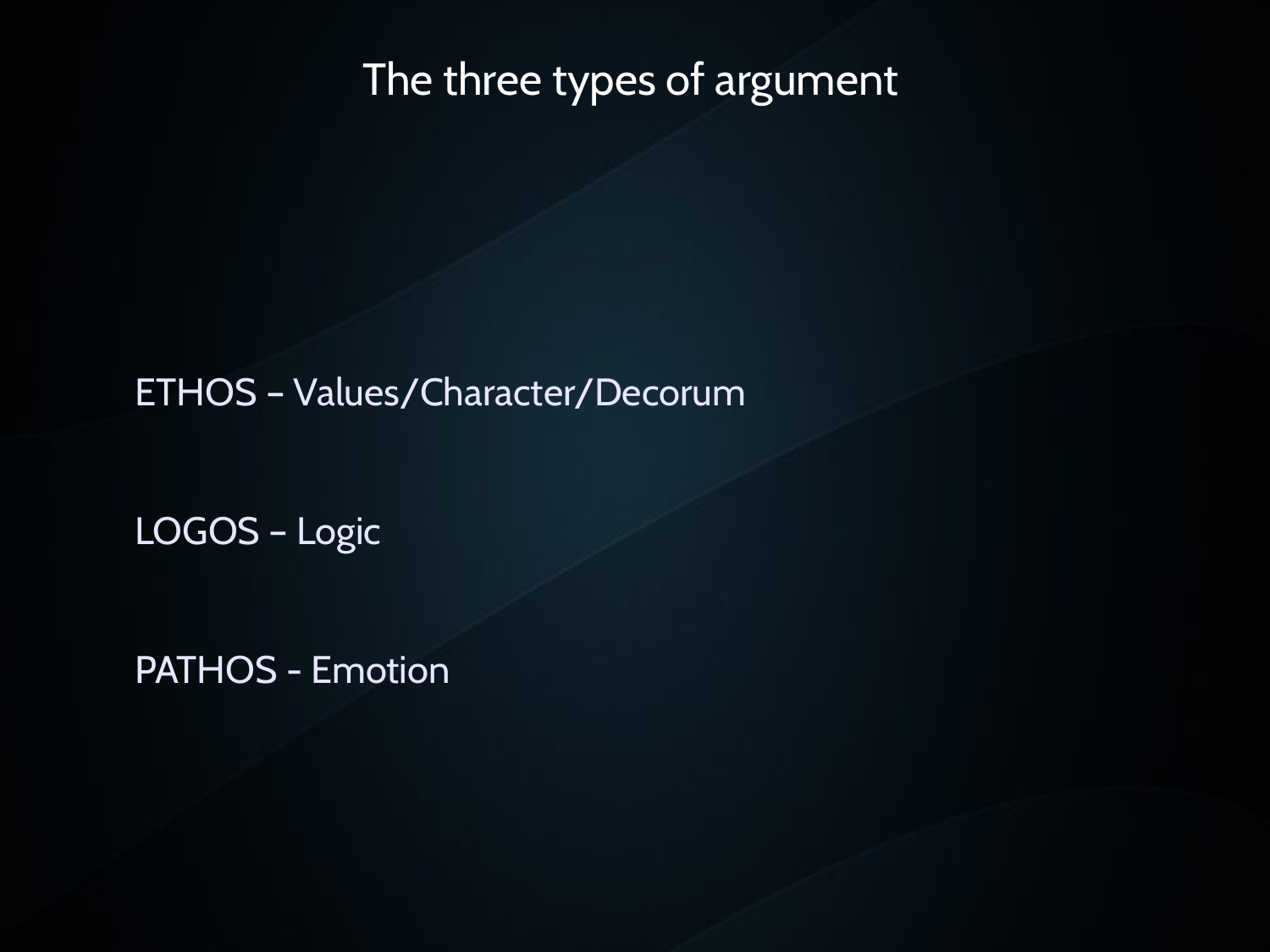# The three types of argument

ETHOS – Values/Character/Decorum

LOGOS – Logic

PATHOS - Emotion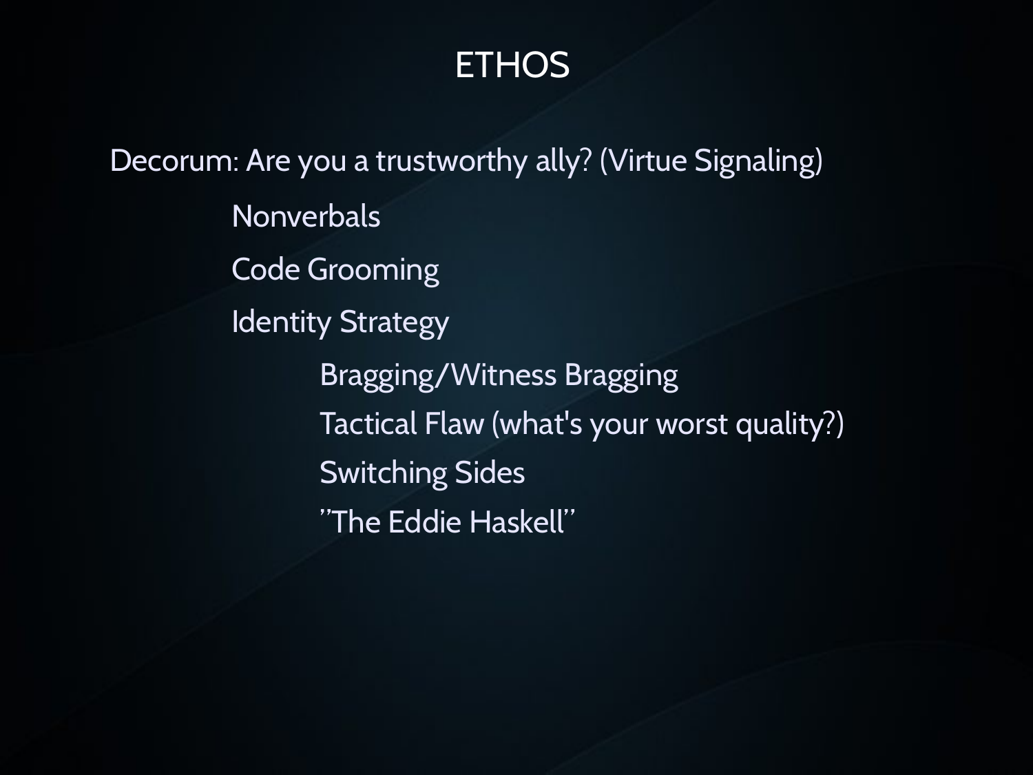# ETHOS

Decorum: Are you a trustworthy ally? (Virtue Signaling)

- Nonverbals
- Code Grooming
- Identity Strategy
  - Bragging/Witness Bragging
  - Tactical Flaw (what's your worst quality?)
  - Switching Sides
  - "The Eddie Haskell"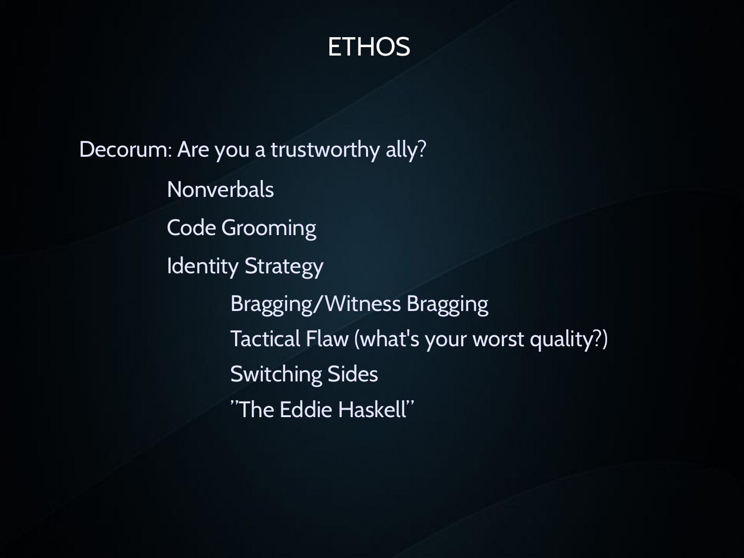# ETHOS

Decorum: Are you a trustworthy ally?

- Nonverbals
- Code Grooming
- Identity Strategy
  - Bragging/Witness Bragging
  - Tactical Flaw (what's your worst quality?)
  - Switching Sides
  - "The Eddie Haskell"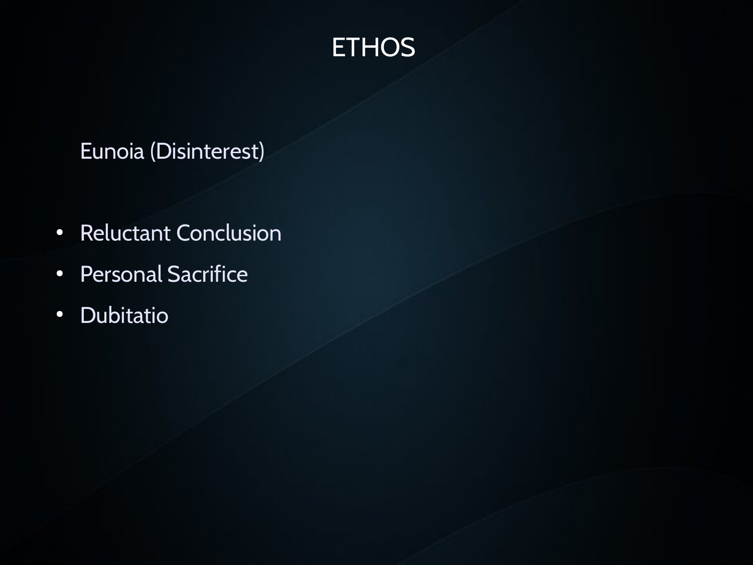# ETHOS

Eunoia (Disinterest)

- Reluctant Conclusion
- Personal Sacrifice
- Dubitatio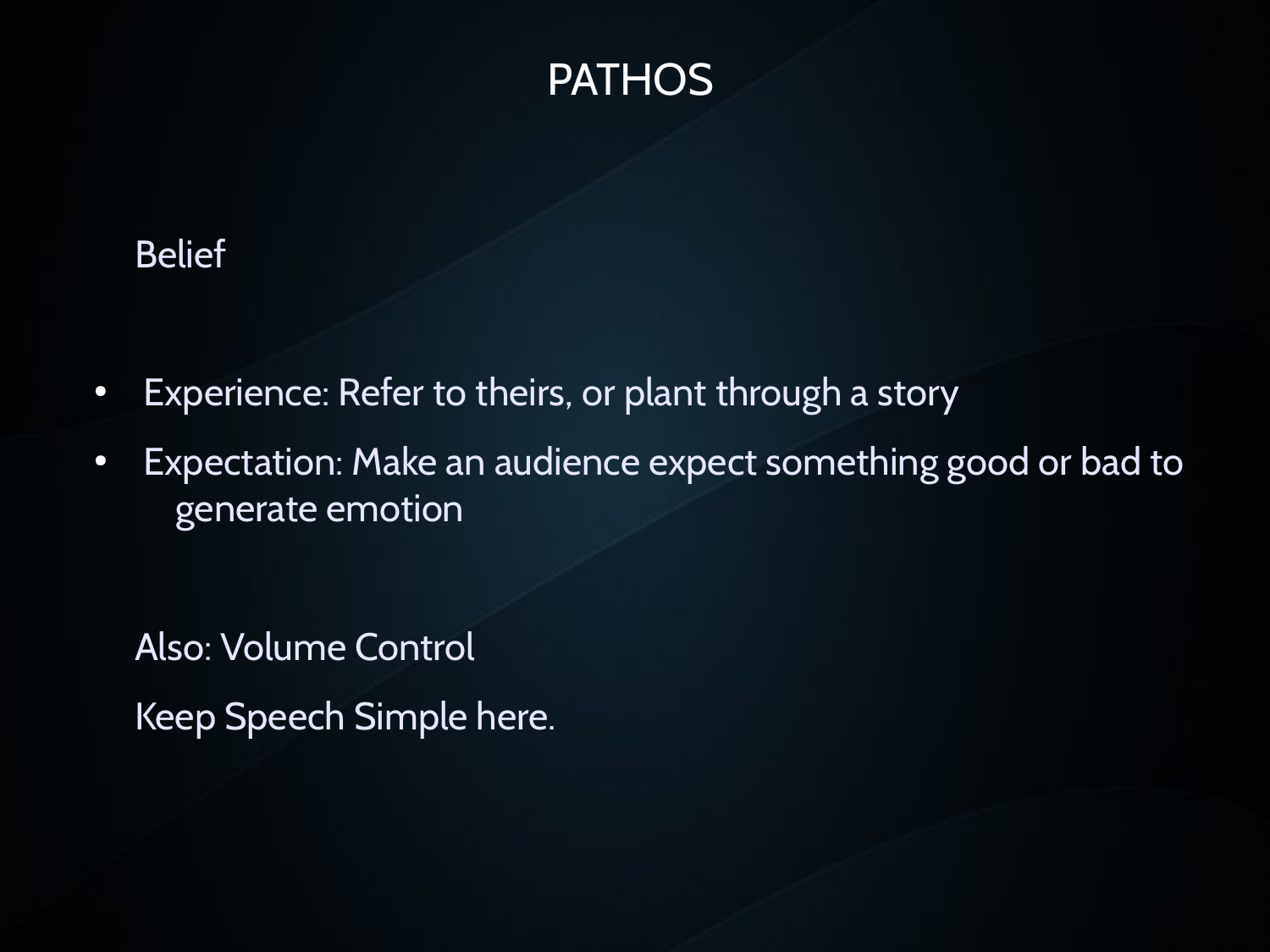# PATHOS

Belief

- Experience: Refer to theirs, or plant through a story
- Expectation: Make an audience expect something good or bad to generate emotion

Also: Volume Control

Keep Speech Simple here.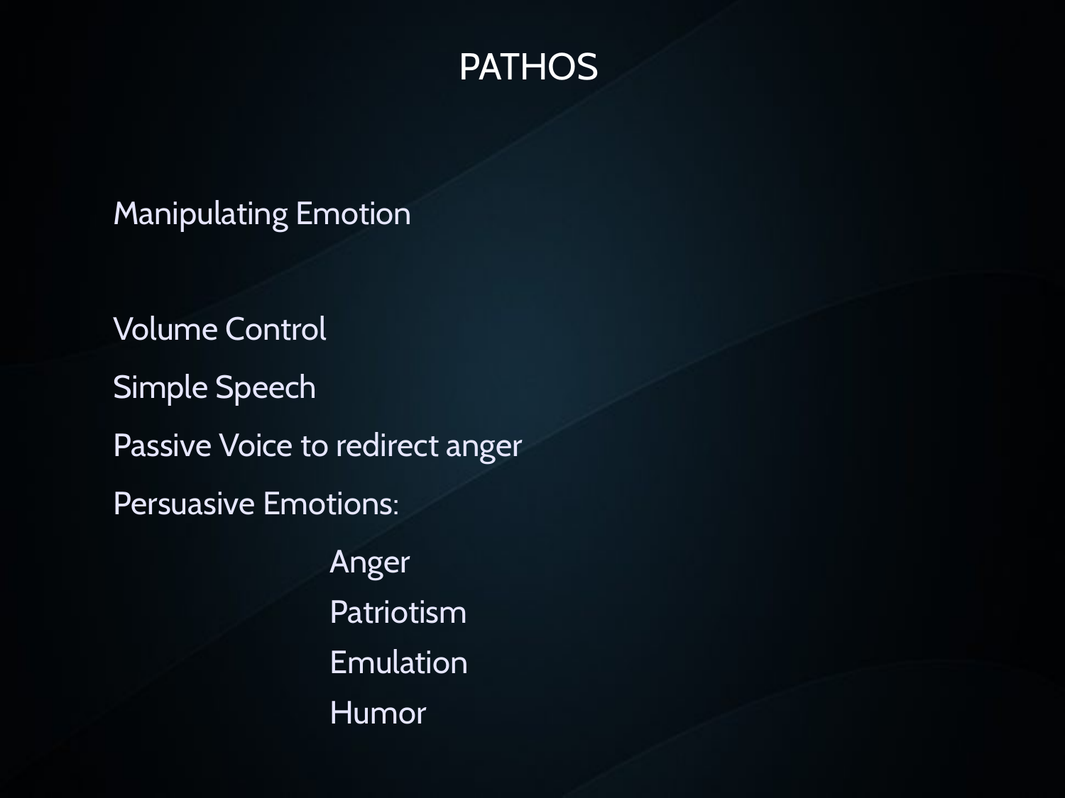# PATHOS

Manipulating Emotion

Volume Control

Simple Speech

Passive Voice to redirect anger

Persuasive Emotions:

- Anger
- Patriotism
- Emulation
- Humor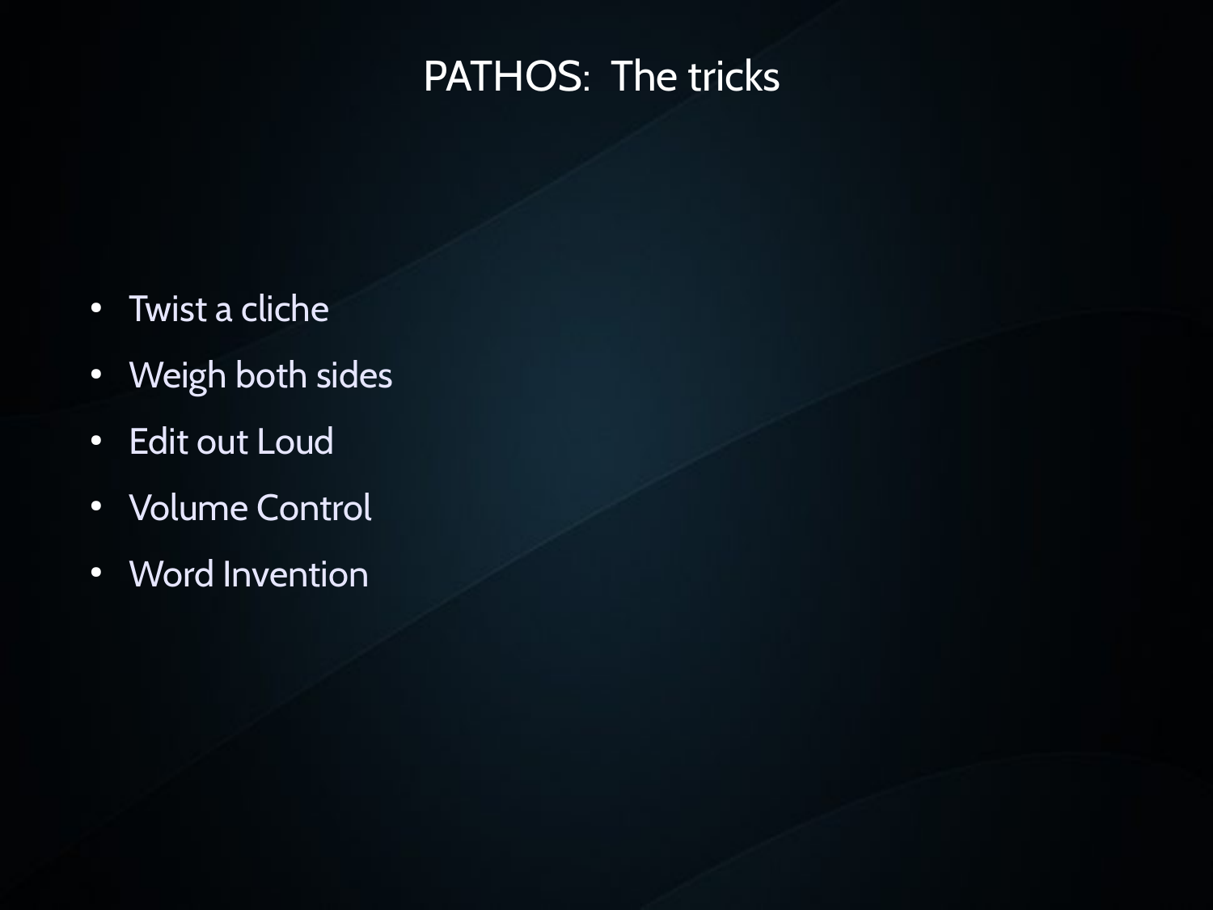# PATHOS: The tricks

- Twist a cliche
- Weigh both sides
- Edit out Loud
- Volume Control
- Word Invention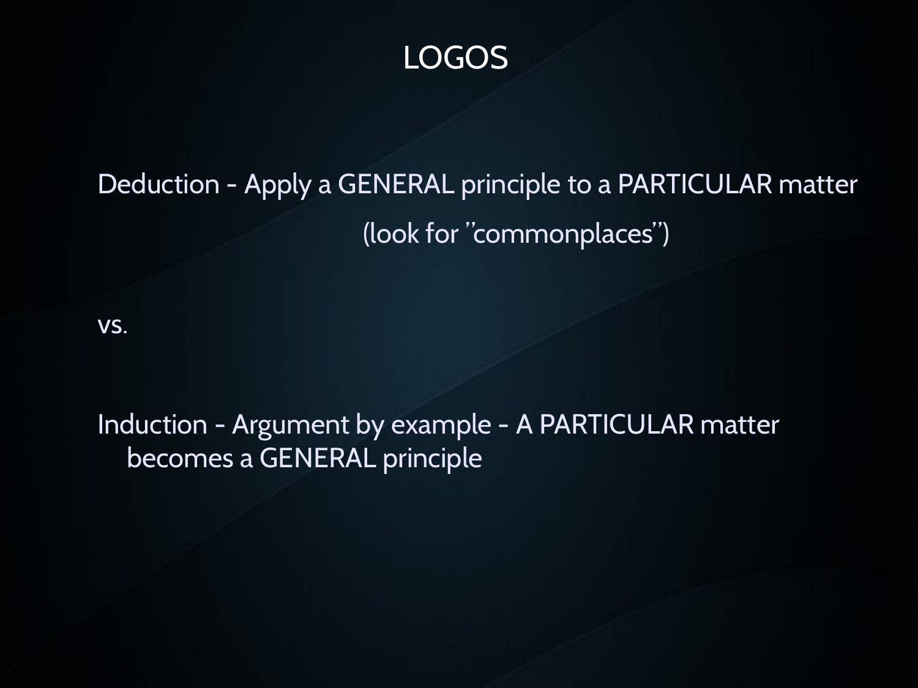# LOGOS

Deduction - Apply a GENERAL principle to a PARTICULAR matter

(look for "commonplaces")

vs.

Induction - Argument by example - A PARTICULAR matter becomes a GENERAL principle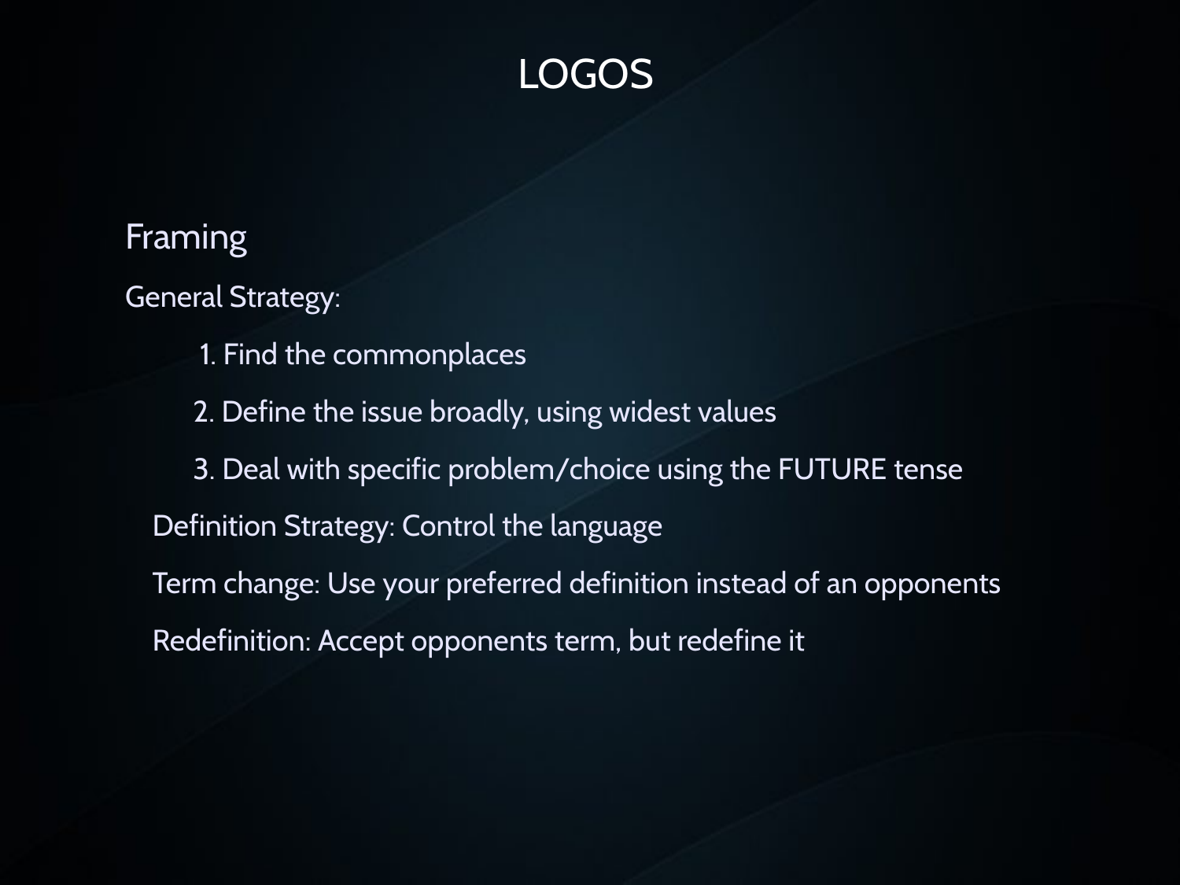# LOGOS

## Framing

General Strategy:

1. Find the commonplaces
2. Define the issue broadly, using widest values
3. Deal with specific problem/choice using the FUTURE tense

Definition Strategy: Control the language

Term change: Use your preferred definition instead of an opponents

Redefinition: Accept opponents term, but redefine it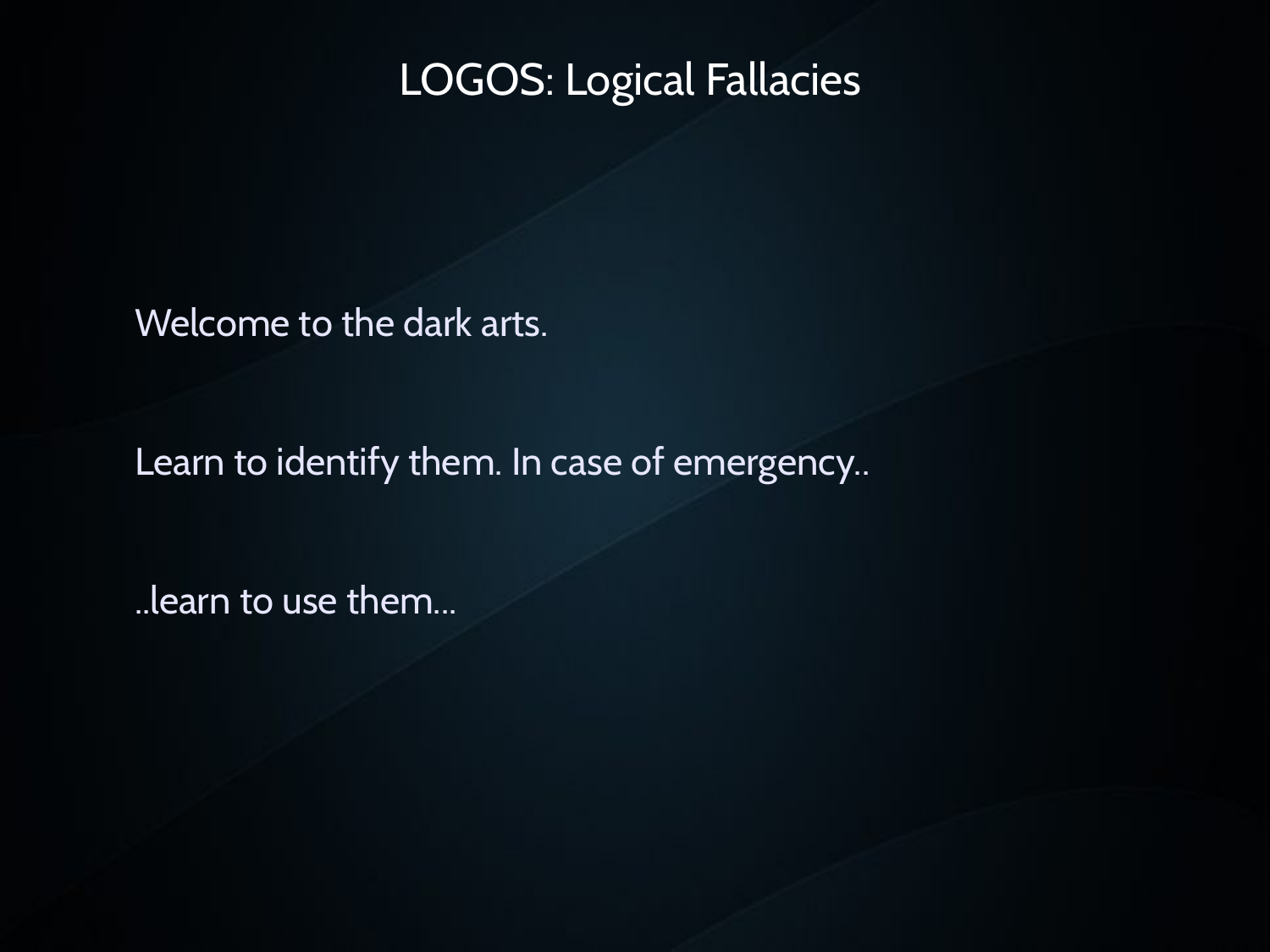# LOGOS: Logical Fallacies

Welcome to the dark arts.

Learn to identify them. In case of emergency..

..learn to use them...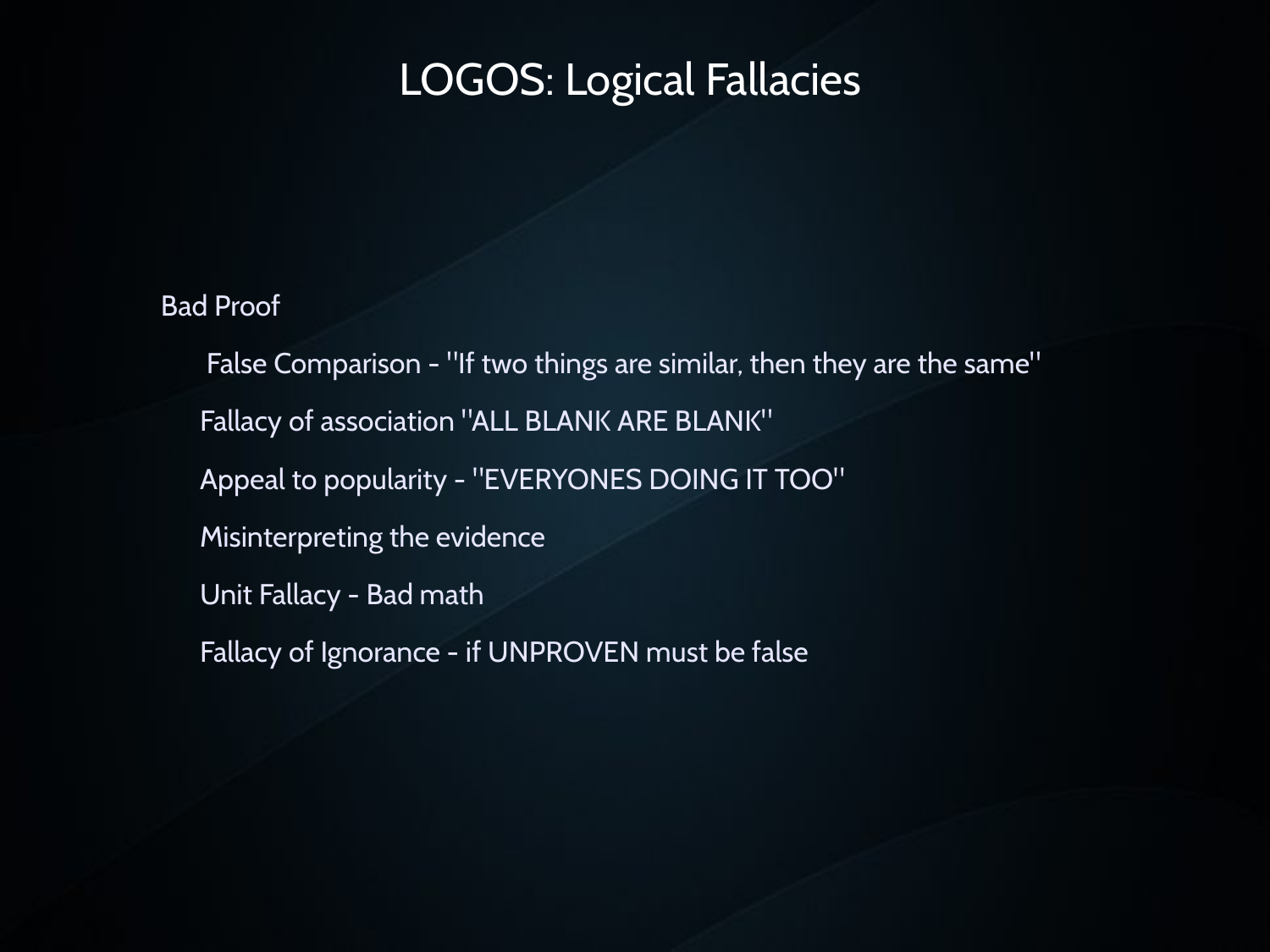# LOGOS: Logical Fallacies

Bad Proof

- False Comparison - ''If two things are similar, then they are the same''
- Fallacy of association ''ALL BLANK ARE BLANK''
- Appeal to popularity - ''EVERYONES DOING IT TOO''
- Misinterpreting the evidence
- Unit Fallacy - Bad math
- Fallacy of Ignorance - if UNPROVEN must be false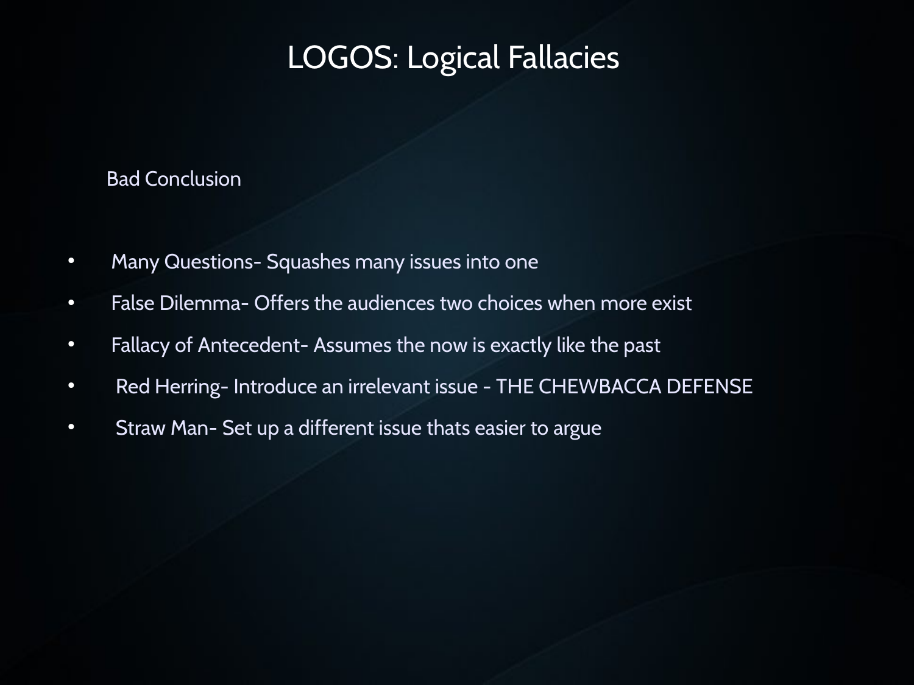# LOGOS: Logical Fallacies

Bad Conclusion

- Many Questions- Squashes many issues into one
- False Dilemma- Offers the audiences two choices when more exist
- Fallacy of Antecedent- Assumes the now is exactly like the past
- Red Herring- Introduce an irrelevant issue - THE CHEWBACCA DEFENSE
- Straw Man- Set up a different issue thats easier to argue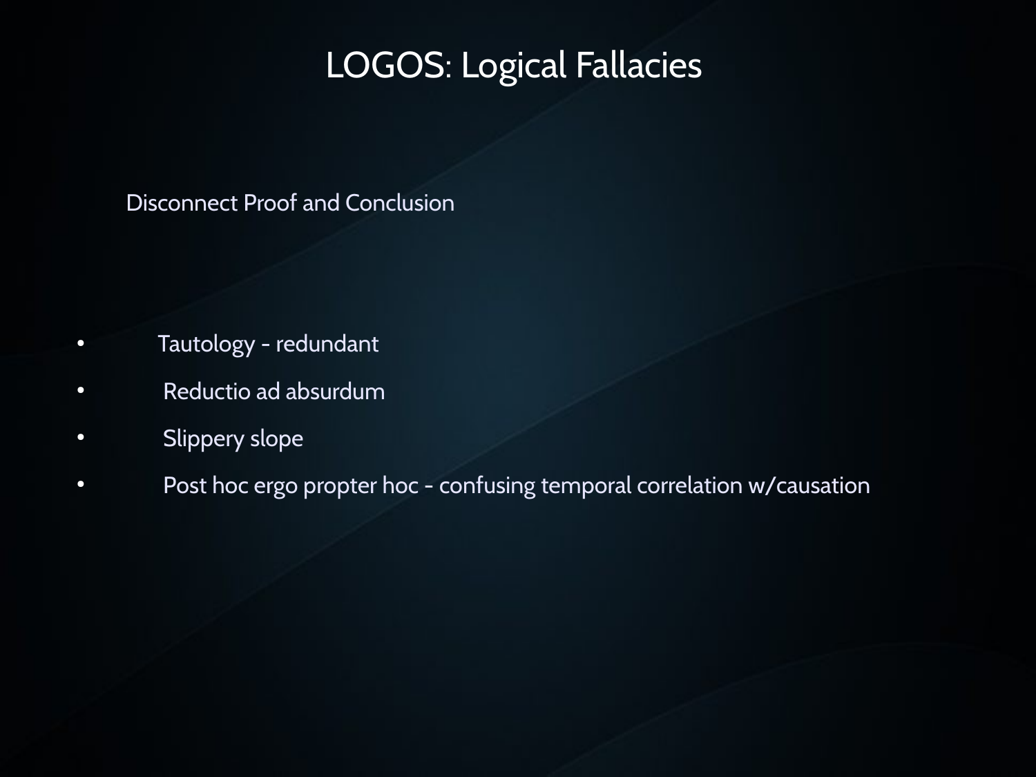# LOGOS: Logical Fallacies

Disconnect Proof and Conclusion

- Tautology - redundant
- Reductio ad absurdum
- Slippery slope
- Post hoc ergo propter hoc - confusing temporal correlation w/causation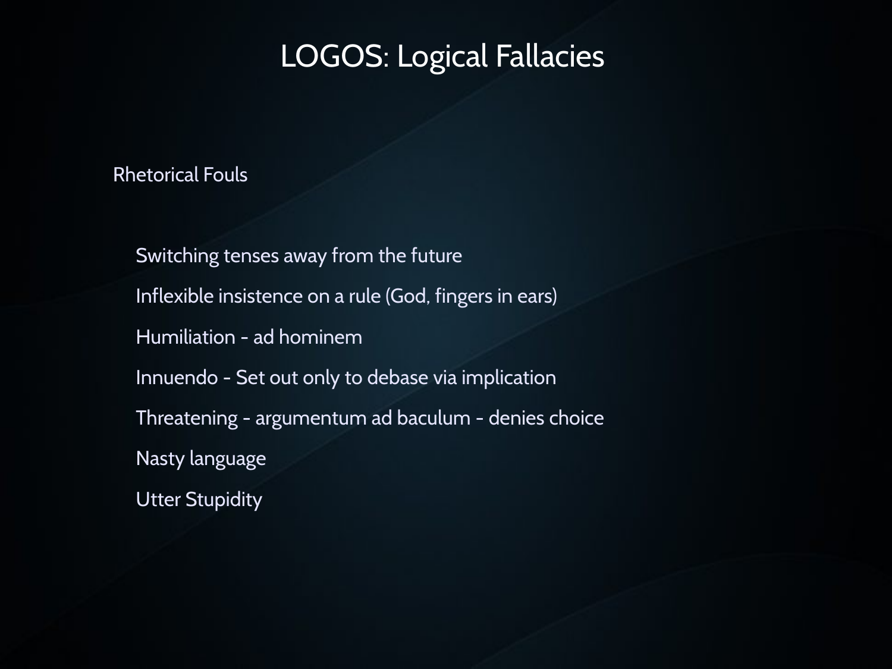# LOGOS: Logical Fallacies

Rhetorical Fouls

- Switching tenses away from the future
- Inflexible insistence on a rule (God, fingers in ears)
- Humiliation - ad hominem
- Innuendo - Set out only to debase via implication
- Threatening - argumentum ad baculum - denies choice
- Nasty language
- Utter Stupidity